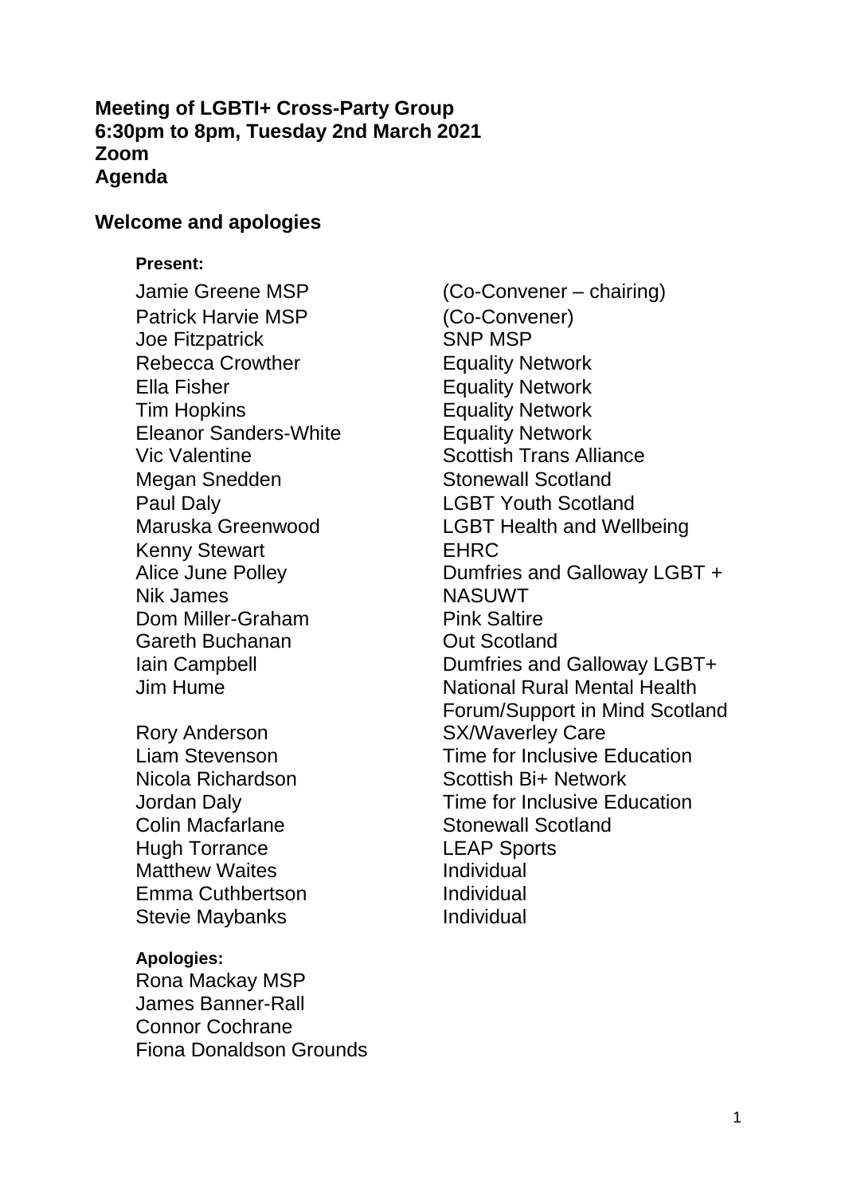**Meeting of LGBTI+ Cross-Party Group**
**6:30pm to 8pm, Tuesday 2nd March 2021**
**Zoom**
**Agenda**

## Welcome and apologies

**Present:**

| | |
|---|---|
| Jamie Greene MSP | (Co-Convener – chairing) |
| Patrick Harvie MSP | (Co-Convener) |
| Joe Fitzpatrick | SNP MSP |
| Rebecca Crowther | Equality Network |
| Ella Fisher | Equality Network |
| Tim Hopkins | Equality Network |
| Eleanor Sanders-White | Equality Network |
| Vic Valentine | Scottish Trans Alliance |
| Megan Snedden | Stonewall Scotland |
| Paul Daly | LGBT Youth Scotland |
| Maruska Greenwood | LGBT Health and Wellbeing |
| Kenny Stewart | EHRC |
| Alice June Polley | Dumfries and Galloway LGBT + |
| Nik James | NASUWT |
| Dom Miller-Graham | Pink Saltire |
| Gareth Buchanan | Out Scotland |
| Iain Campbell | Dumfries and Galloway LGBT+ |
| Jim Hume | National Rural Mental Health Forum/Support in Mind Scotland |
| Rory Anderson | SX/Waverley Care |
| Liam Stevenson | Time for Inclusive Education |
| Nicola Richardson | Scottish Bi+ Network |
| Jordan Daly | Time for Inclusive Education |
| Colin Macfarlane | Stonewall Scotland |
| Hugh Torrance | LEAP Sports |
| Matthew Waites | Individual |
| Emma Cuthbertson | Individual |
| Stevie Maybanks | Individual |

**Apologies:**

Rona Mackay MSP
James Banner-Rall
Connor Cochrane
Fiona Donaldson Grounds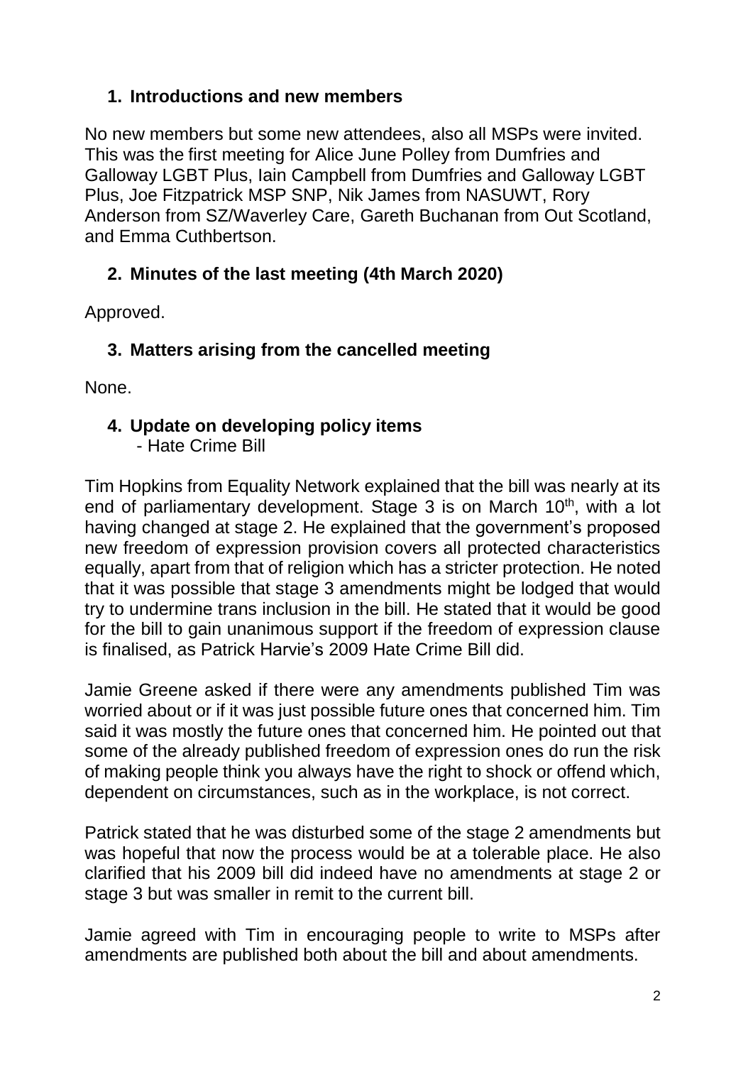## 1. Introductions and new members

No new members but some new attendees, also all MSPs were invited. This was the first meeting for Alice June Polley from Dumfries and Galloway LGBT Plus, Iain Campbell from Dumfries and Galloway LGBT Plus, Joe Fitzpatrick MSP SNP, Nik James from NASUWT, Rory Anderson from SZ/Waverley Care, Gareth Buchanan from Out Scotland, and Emma Cuthbertson.

## 2. Minutes of the last meeting (4th March 2020)

Approved.

## 3. Matters arising from the cancelled meeting

None.

## 4. Update on developing policy items

- Hate Crime Bill

Tim Hopkins from Equality Network explained that the bill was nearly at its end of parliamentary development. Stage 3 is on March 10th, with a lot having changed at stage 2. He explained that the government's proposed new freedom of expression provision covers all protected characteristics equally, apart from that of religion which has a stricter protection. He noted that it was possible that stage 3 amendments might be lodged that would try to undermine trans inclusion in the bill. He stated that it would be good for the bill to gain unanimous support if the freedom of expression clause is finalised, as Patrick Harvie's 2009 Hate Crime Bill did.

Jamie Greene asked if there were any amendments published Tim was worried about or if it was just possible future ones that concerned him. Tim said it was mostly the future ones that concerned him. He pointed out that some of the already published freedom of expression ones do run the risk of making people think you always have the right to shock or offend which, dependent on circumstances, such as in the workplace, is not correct.

Patrick stated that he was disturbed some of the stage 2 amendments but was hopeful that now the process would be at a tolerable place. He also clarified that his 2009 bill did indeed have no amendments at stage 2 or stage 3 but was smaller in remit to the current bill.

Jamie agreed with Tim in encouraging people to write to MSPs after amendments are published both about the bill and about amendments.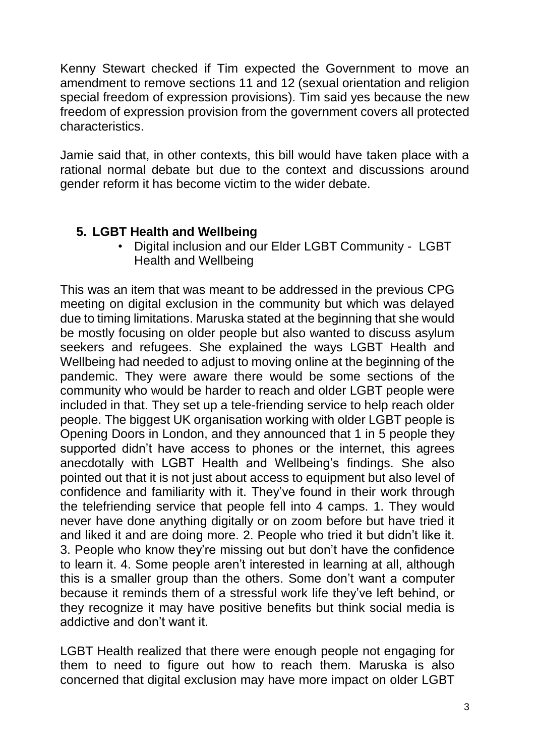Kenny Stewart checked if Tim expected the Government to move an amendment to remove sections 11 and 12 (sexual orientation and religion special freedom of expression provisions). Tim said yes because the new freedom of expression provision from the government covers all protected characteristics.

Jamie said that, in other contexts, this bill would have taken place with a rational normal debate but due to the context and discussions around gender reform it has become victim to the wider debate.

## 5. LGBT Health and Wellbeing

- Digital inclusion and our Elder LGBT Community - LGBT Health and Wellbeing

This was an item that was meant to be addressed in the previous CPG meeting on digital exclusion in the community but which was delayed due to timing limitations. Maruska stated at the beginning that she would be mostly focusing on older people but also wanted to discuss asylum seekers and refugees. She explained the ways LGBT Health and Wellbeing had needed to adjust to moving online at the beginning of the pandemic. They were aware there would be some sections of the community who would be harder to reach and older LGBT people were included in that. They set up a tele-friending service to help reach older people. The biggest UK organisation working with older LGBT people is Opening Doors in London, and they announced that 1 in 5 people they supported didn't have access to phones or the internet, this agrees anecdotally with LGBT Health and Wellbeing's findings. She also pointed out that it is not just about access to equipment but also level of confidence and familiarity with it. They've found in their work through the telefriending service that people fell into 4 camps. 1. They would never have done anything digitally or on zoom before but have tried it and liked it and are doing more. 2. People who tried it but didn't like it. 3. People who know they're missing out but don't have the confidence to learn it. 4. Some people aren't interested in learning at all, although this is a smaller group than the others. Some don't want a computer because it reminds them of a stressful work life they've left behind, or they recognize it may have positive benefits but think social media is addictive and don't want it.

LGBT Health realized that there were enough people not engaging for them to need to figure out how to reach them. Maruska is also concerned that digital exclusion may have more impact on older LGBT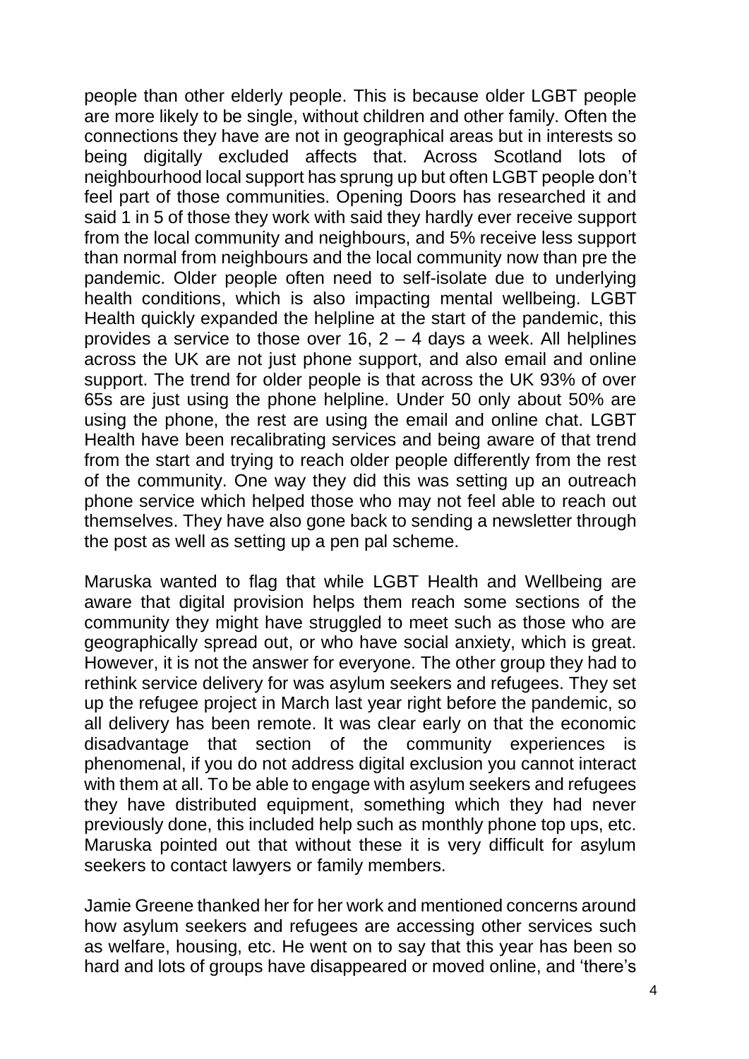people than other elderly people. This is because older LGBT people are more likely to be single, without children and other family. Often the connections they have are not in geographical areas but in interests so being digitally excluded affects that. Across Scotland lots of neighbourhood local support has sprung up but often LGBT people don't feel part of those communities. Opening Doors has researched it and said 1 in 5 of those they work with said they hardly ever receive support from the local community and neighbours, and 5% receive less support than normal from neighbours and the local community now than pre the pandemic. Older people often need to self-isolate due to underlying health conditions, which is also impacting mental wellbeing. LGBT Health quickly expanded the helpline at the start of the pandemic, this provides a service to those over 16, 2 – 4 days a week. All helplines across the UK are not just phone support, and also email and online support. The trend for older people is that across the UK 93% of over 65s are just using the phone helpline. Under 50 only about 50% are using the phone, the rest are using the email and online chat. LGBT Health have been recalibrating services and being aware of that trend from the start and trying to reach older people differently from the rest of the community. One way they did this was setting up an outreach phone service which helped those who may not feel able to reach out themselves. They have also gone back to sending a newsletter through the post as well as setting up a pen pal scheme.

Maruska wanted to flag that while LGBT Health and Wellbeing are aware that digital provision helps them reach some sections of the community they might have struggled to meet such as those who are geographically spread out, or who have social anxiety, which is great. However, it is not the answer for everyone. The other group they had to rethink service delivery for was asylum seekers and refugees. They set up the refugee project in March last year right before the pandemic, so all delivery has been remote. It was clear early on that the economic disadvantage that section of the community experiences is phenomenal, if you do not address digital exclusion you cannot interact with them at all. To be able to engage with asylum seekers and refugees they have distributed equipment, something which they had never previously done, this included help such as monthly phone top ups, etc. Maruska pointed out that without these it is very difficult for asylum seekers to contact lawyers or family members.

Jamie Greene thanked her for her work and mentioned concerns around how asylum seekers and refugees are accessing other services such as welfare, housing, etc. He went on to say that this year has been so hard and lots of groups have disappeared or moved online, and 'there's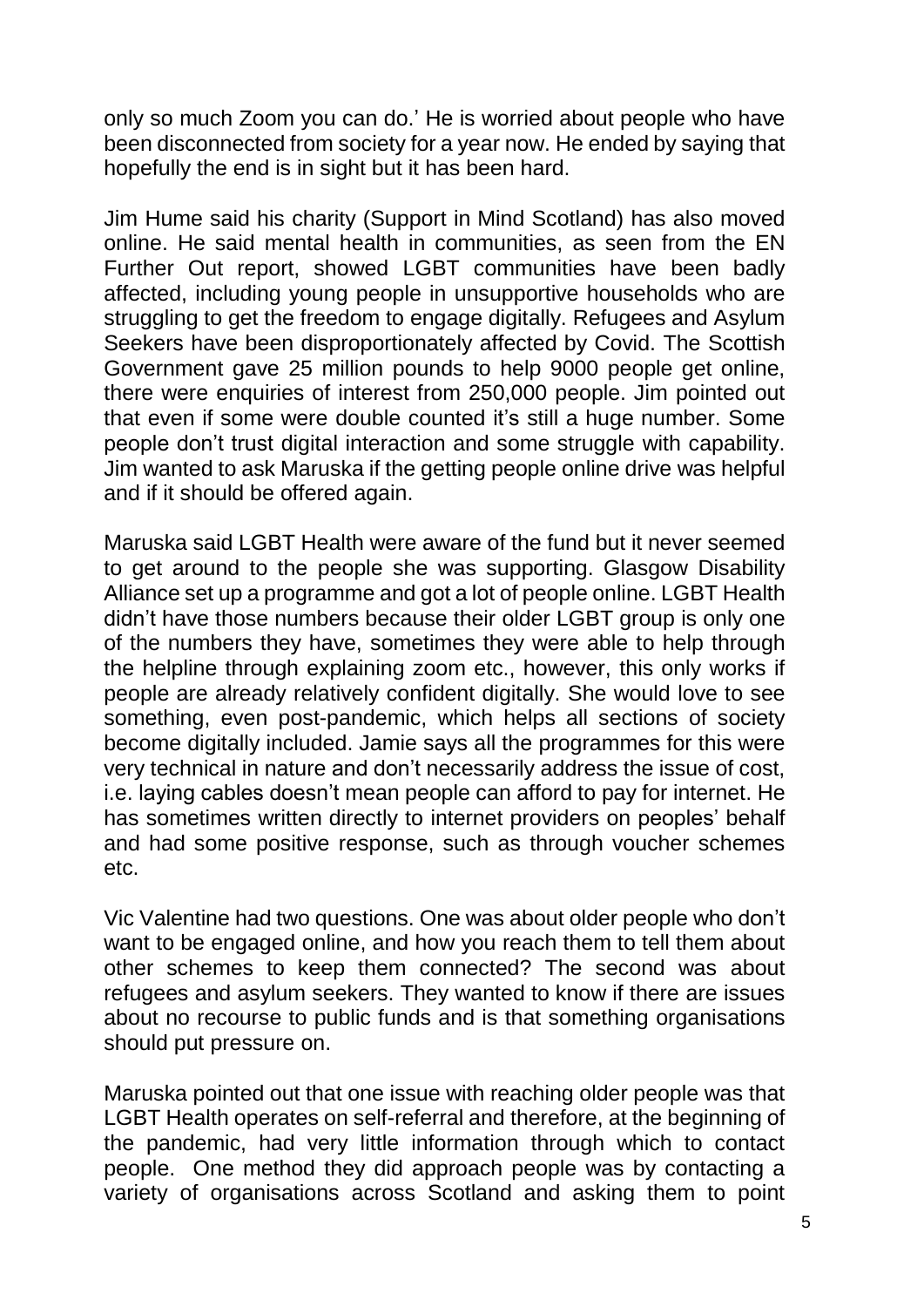only so much Zoom you can do.' He is worried about people who have been disconnected from society for a year now. He ended by saying that hopefully the end is in sight but it has been hard.

Jim Hume said his charity (Support in Mind Scotland) has also moved online. He said mental health in communities, as seen from the EN Further Out report, showed LGBT communities have been badly affected, including young people in unsupportive households who are struggling to get the freedom to engage digitally. Refugees and Asylum Seekers have been disproportionately affected by Covid. The Scottish Government gave 25 million pounds to help 9000 people get online, there were enquiries of interest from 250,000 people. Jim pointed out that even if some were double counted it's still a huge number. Some people don't trust digital interaction and some struggle with capability. Jim wanted to ask Maruska if the getting people online drive was helpful and if it should be offered again.

Maruska said LGBT Health were aware of the fund but it never seemed to get around to the people she was supporting. Glasgow Disability Alliance set up a programme and got a lot of people online. LGBT Health didn't have those numbers because their older LGBT group is only one of the numbers they have, sometimes they were able to help through the helpline through explaining zoom etc., however, this only works if people are already relatively confident digitally. She would love to see something, even post-pandemic, which helps all sections of society become digitally included. Jamie says all the programmes for this were very technical in nature and don't necessarily address the issue of cost, i.e. laying cables doesn't mean people can afford to pay for internet. He has sometimes written directly to internet providers on peoples' behalf and had some positive response, such as through voucher schemes etc.

Vic Valentine had two questions. One was about older people who don't want to be engaged online, and how you reach them to tell them about other schemes to keep them connected? The second was about refugees and asylum seekers. They wanted to know if there are issues about no recourse to public funds and is that something organisations should put pressure on.

Maruska pointed out that one issue with reaching older people was that LGBT Health operates on self-referral and therefore, at the beginning of the pandemic, had very little information through which to contact people. One method they did approach people was by contacting a variety of organisations across Scotland and asking them to point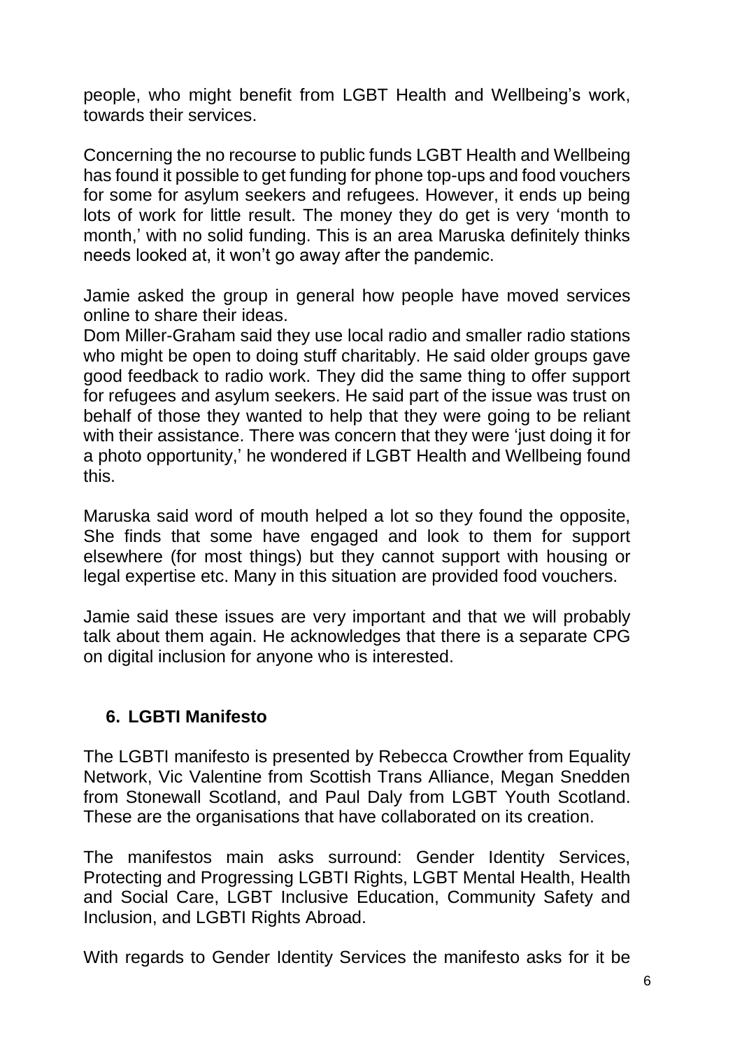people, who might benefit from LGBT Health and Wellbeing's work, towards their services.

Concerning the no recourse to public funds LGBT Health and Wellbeing has found it possible to get funding for phone top-ups and food vouchers for some for asylum seekers and refugees. However, it ends up being lots of work for little result. The money they do get is very 'month to month,' with no solid funding. This is an area Maruska definitely thinks needs looked at, it won't go away after the pandemic.

Jamie asked the group in general how people have moved services online to share their ideas.

Dom Miller-Graham said they use local radio and smaller radio stations who might be open to doing stuff charitably. He said older groups gave good feedback to radio work. They did the same thing to offer support for refugees and asylum seekers. He said part of the issue was trust on behalf of those they wanted to help that they were going to be reliant with their assistance. There was concern that they were 'just doing it for a photo opportunity,' he wondered if LGBT Health and Wellbeing found this.

Maruska said word of mouth helped a lot so they found the opposite, She finds that some have engaged and look to them for support elsewhere (for most things) but they cannot support with housing or legal expertise etc. Many in this situation are provided food vouchers.

Jamie said these issues are very important and that we will probably talk about them again. He acknowledges that there is a separate CPG on digital inclusion for anyone who is interested.

## 6. LGBTI Manifesto

The LGBTI manifesto is presented by Rebecca Crowther from Equality Network, Vic Valentine from Scottish Trans Alliance, Megan Snedden from Stonewall Scotland, and Paul Daly from LGBT Youth Scotland. These are the organisations that have collaborated on its creation.

The manifestos main asks surround: Gender Identity Services, Protecting and Progressing LGBTI Rights, LGBT Mental Health, Health and Social Care, LGBT Inclusive Education, Community Safety and Inclusion, and LGBTI Rights Abroad.

With regards to Gender Identity Services the manifesto asks for it be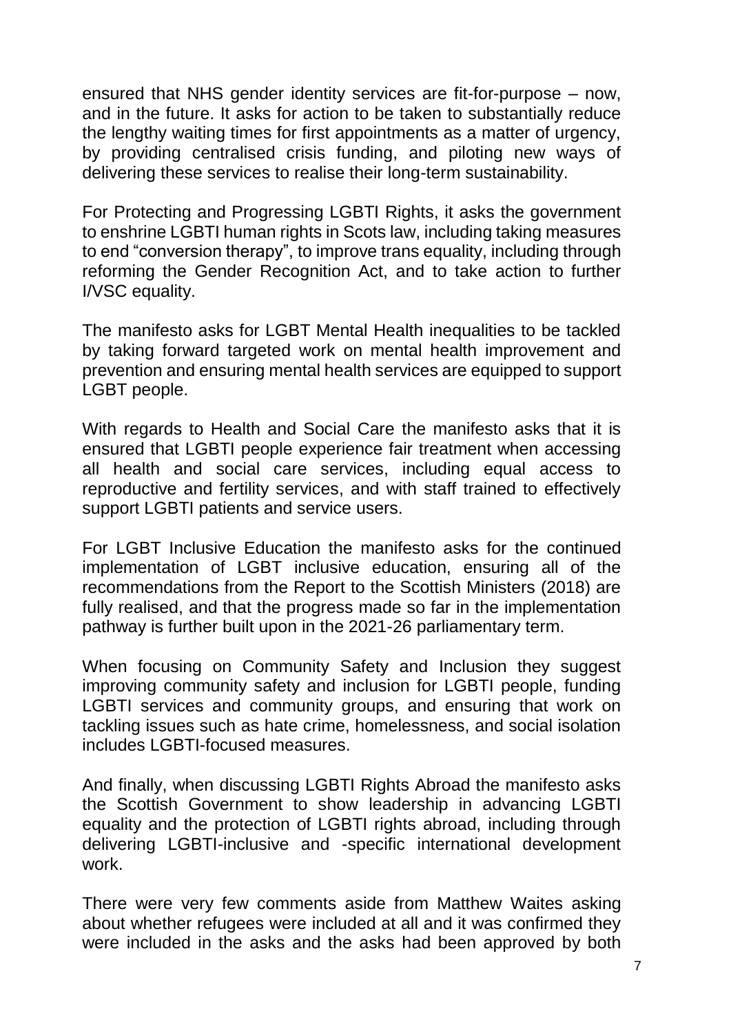ensured that NHS gender identity services are fit-for-purpose – now, and in the future. It asks for action to be taken to substantially reduce the lengthy waiting times for first appointments as a matter of urgency, by providing centralised crisis funding, and piloting new ways of delivering these services to realise their long-term sustainability.

For Protecting and Progressing LGBTI Rights, it asks the government to enshrine LGBTI human rights in Scots law, including taking measures to end "conversion therapy", to improve trans equality, including through reforming the Gender Recognition Act, and to take action to further I/VSC equality.

The manifesto asks for LGBT Mental Health inequalities to be tackled by taking forward targeted work on mental health improvement and prevention and ensuring mental health services are equipped to support LGBT people.

With regards to Health and Social Care the manifesto asks that it is ensured that LGBTI people experience fair treatment when accessing all health and social care services, including equal access to reproductive and fertility services, and with staff trained to effectively support LGBTI patients and service users.

For LGBT Inclusive Education the manifesto asks for the continued implementation of LGBT inclusive education, ensuring all of the recommendations from the Report to the Scottish Ministers (2018) are fully realised, and that the progress made so far in the implementation pathway is further built upon in the 2021-26 parliamentary term.

When focusing on Community Safety and Inclusion they suggest improving community safety and inclusion for LGBTI people, funding LGBTI services and community groups, and ensuring that work on tackling issues such as hate crime, homelessness, and social isolation includes LGBTI-focused measures.

And finally, when discussing LGBTI Rights Abroad the manifesto asks the Scottish Government to show leadership in advancing LGBTI equality and the protection of LGBTI rights abroad, including through delivering LGBTI-inclusive and -specific international development work.

There were very few comments aside from Matthew Waites asking about whether refugees were included at all and it was confirmed they were included in the asks and the asks had been approved by both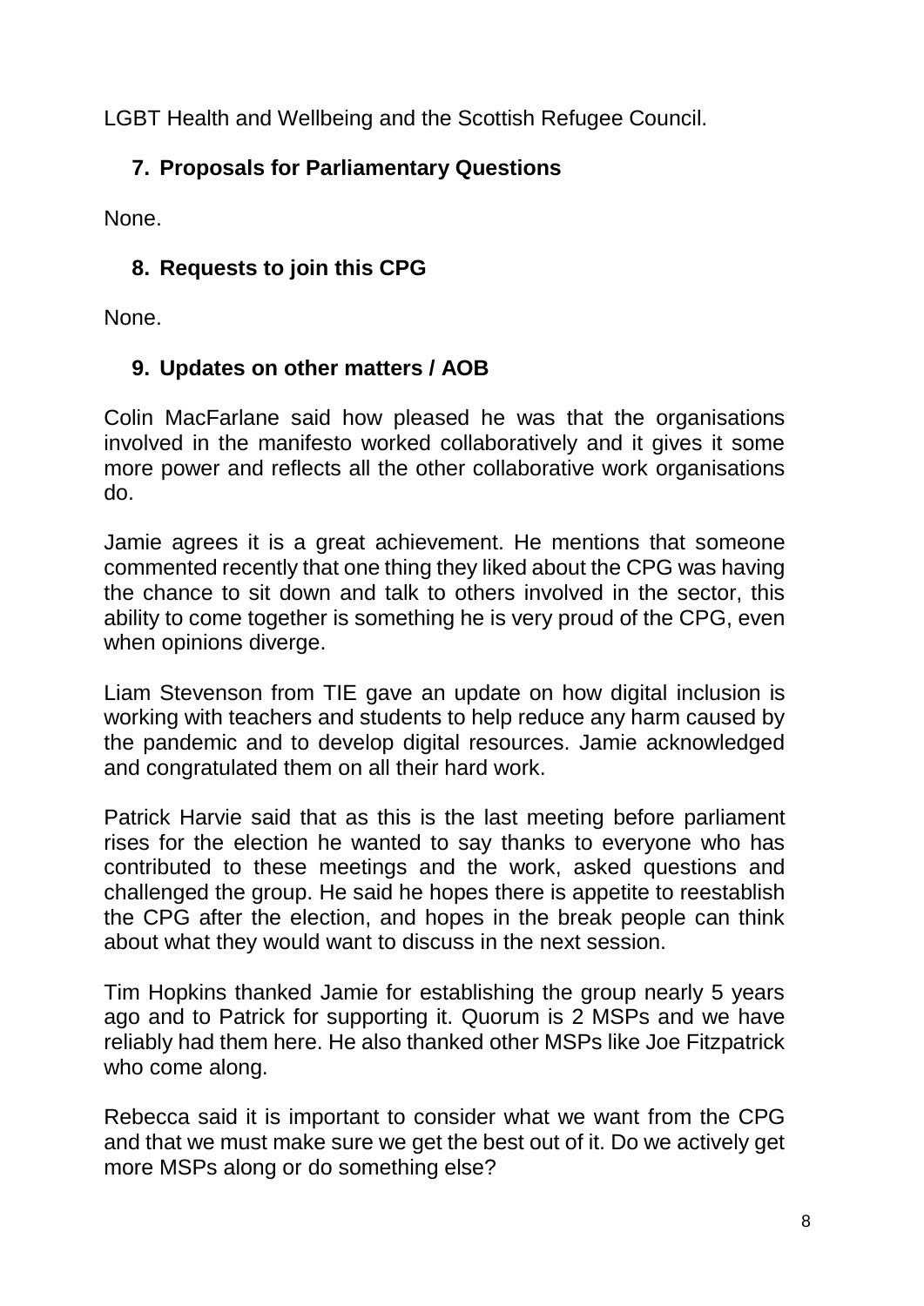LGBT Health and Wellbeing and the Scottish Refugee Council.

## 7. Proposals for Parliamentary Questions

None.

## 8. Requests to join this CPG

None.

## 9. Updates on other matters / AOB

Colin MacFarlane said how pleased he was that the organisations involved in the manifesto worked collaboratively and it gives it some more power and reflects all the other collaborative work organisations do.

Jamie agrees it is a great achievement. He mentions that someone commented recently that one thing they liked about the CPG was having the chance to sit down and talk to others involved in the sector, this ability to come together is something he is very proud of the CPG, even when opinions diverge.

Liam Stevenson from TIE gave an update on how digital inclusion is working with teachers and students to help reduce any harm caused by the pandemic and to develop digital resources. Jamie acknowledged and congratulated them on all their hard work.

Patrick Harvie said that as this is the last meeting before parliament rises for the election he wanted to say thanks to everyone who has contributed to these meetings and the work, asked questions and challenged the group. He said he hopes there is appetite to reestablish the CPG after the election, and hopes in the break people can think about what they would want to discuss in the next session.

Tim Hopkins thanked Jamie for establishing the group nearly 5 years ago and to Patrick for supporting it. Quorum is 2 MSPs and we have reliably had them here. He also thanked other MSPs like Joe Fitzpatrick who come along.

Rebecca said it is important to consider what we want from the CPG and that we must make sure we get the best out of it. Do we actively get more MSPs along or do something else?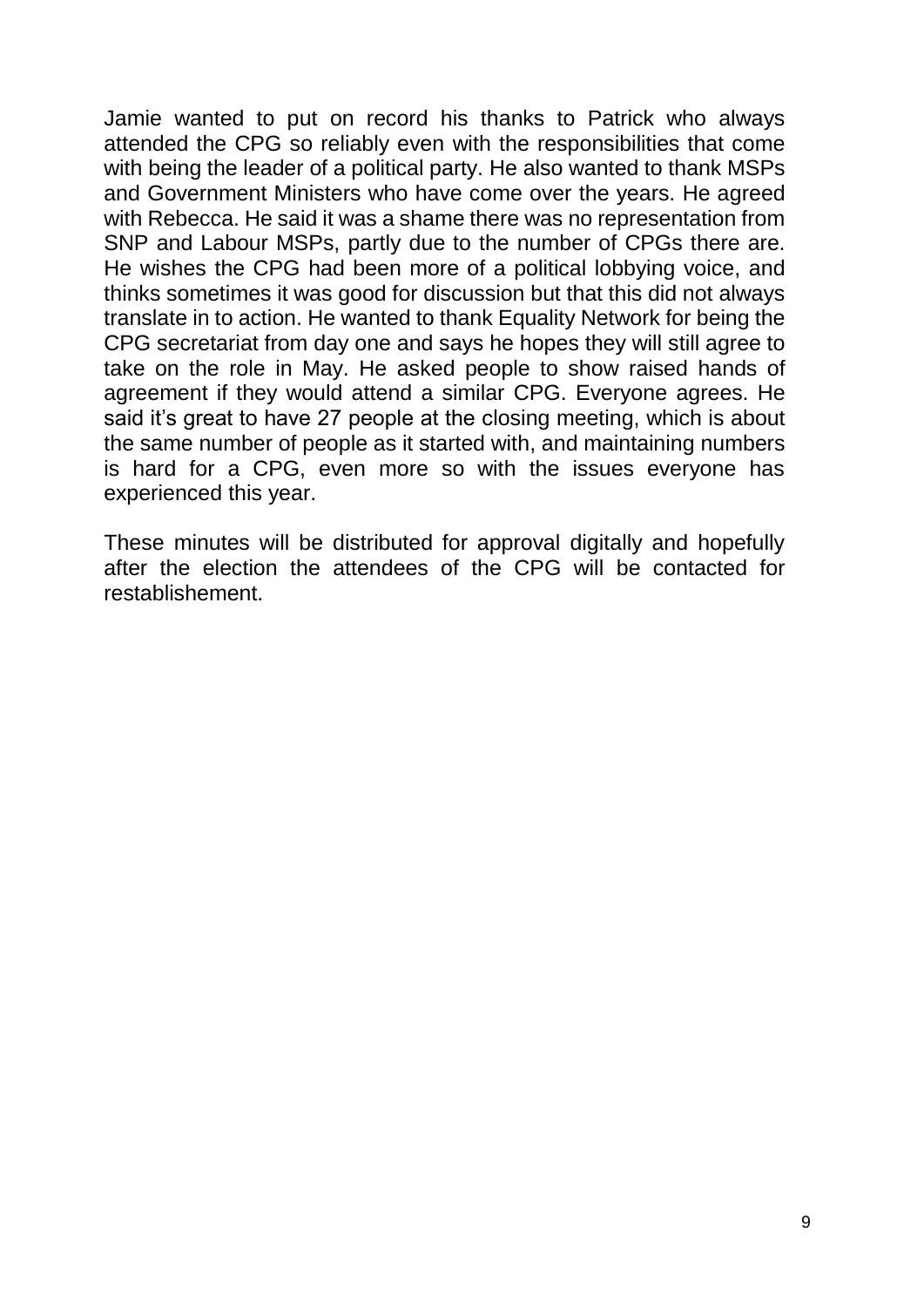Jamie wanted to put on record his thanks to Patrick who always attended the CPG so reliably even with the responsibilities that come with being the leader of a political party. He also wanted to thank MSPs and Government Ministers who have come over the years. He agreed with Rebecca. He said it was a shame there was no representation from SNP and Labour MSPs, partly due to the number of CPGs there are. He wishes the CPG had been more of a political lobbying voice, and thinks sometimes it was good for discussion but that this did not always translate in to action. He wanted to thank Equality Network for being the CPG secretariat from day one and says he hopes they will still agree to take on the role in May. He asked people to show raised hands of agreement if they would attend a similar CPG. Everyone agrees. He said it's great to have 27 people at the closing meeting, which is about the same number of people as it started with, and maintaining numbers is hard for a CPG, even more so with the issues everyone has experienced this year.

These minutes will be distributed for approval digitally and hopefully after the election the attendees of the CPG will be contacted for restablishement.